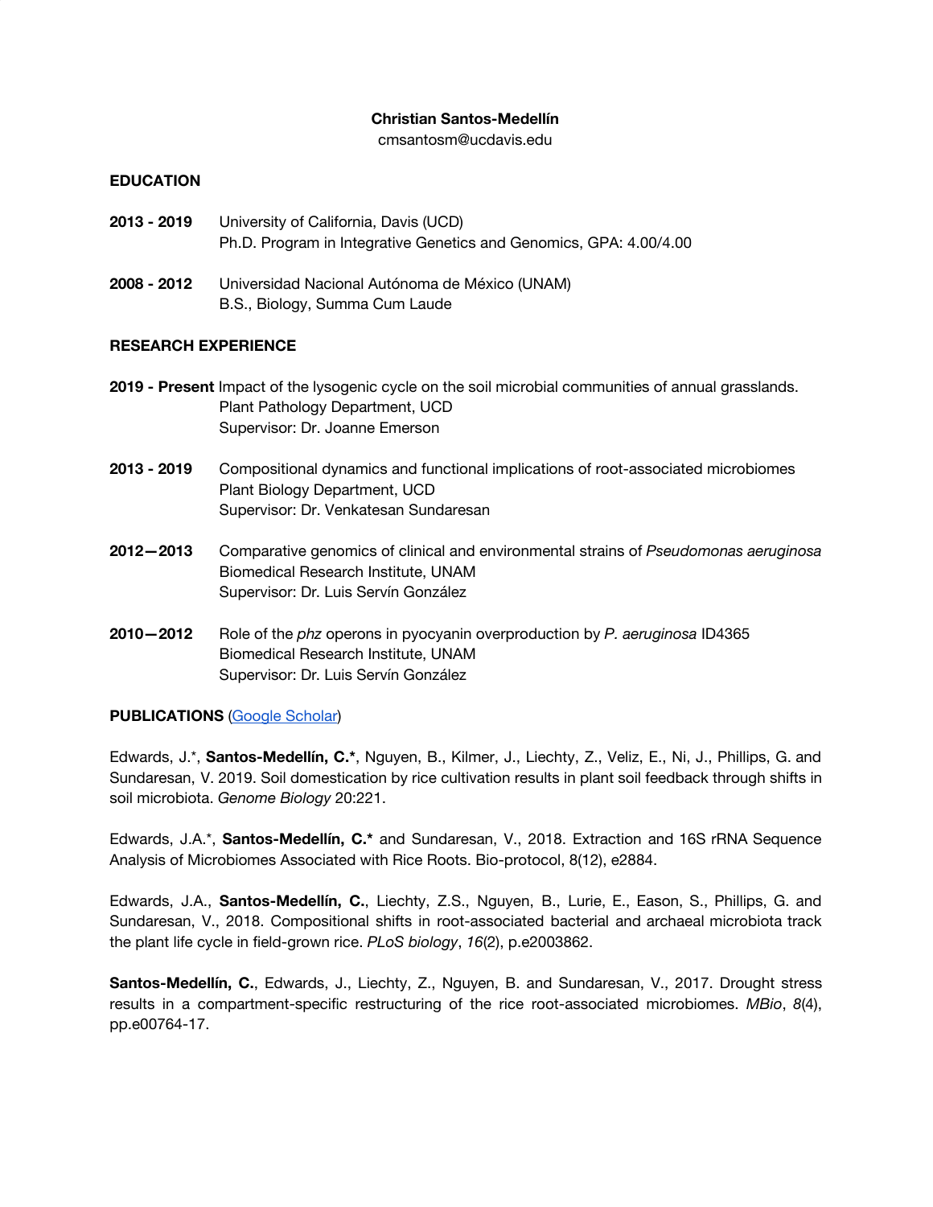**Christian Santos-Medellín**

cmsantosm@ucdavis.edu

## EDUCATION

**2013 - 2019** University of California, Davis (UCD)
Ph.D. Program in Integrative Genetics and Genomics, GPA: 4.00/4.00

**2008 - 2012** Universidad Nacional Autónoma de México (UNAM)
B.S., Biology, Summa Cum Laude

## RESEARCH EXPERIENCE

**2019 - Present** Impact of the lysogenic cycle on the soil microbial communities of annual grasslands.
Plant Pathology Department, UCD
Supervisor: Dr. Joanne Emerson

**2013 - 2019** Compositional dynamics and functional implications of root-associated microbiomes
Plant Biology Department, UCD
Supervisor: Dr. Venkatesan Sundaresan

**2012—2013** Comparative genomics of clinical and environmental strains of *Pseudomonas aeruginosa*
Biomedical Research Institute, UNAM
Supervisor: Dr. Luis Servín González

**2010—2012** Role of the *phz* operons in pyocyanin overproduction by *P. aeruginosa* ID4365
Biomedical Research Institute, UNAM
Supervisor: Dr. Luis Servín González

## PUBLICATIONS ([Google Scholar](#))

Edwards, J.*, **Santos-Medellín, C.***, Nguyen, B., Kilmer, J., Liechty, Z., Veliz, E., Ni, J., Phillips, G. and Sundaresan, V. 2019. Soil domestication by rice cultivation results in plant soil feedback through shifts in soil microbiota. *Genome Biology* 20:221.

Edwards, J.A.*, **Santos-Medellín, C.*** and Sundaresan, V., 2018. Extraction and 16S rRNA Sequence Analysis of Microbiomes Associated with Rice Roots. Bio-protocol, 8(12), e2884.

Edwards, J.A., **Santos-Medellín, C.**, Liechty, Z.S., Nguyen, B., Lurie, E., Eason, S., Phillips, G. and Sundaresan, V., 2018. Compositional shifts in root-associated bacterial and archaeal microbiota track the plant life cycle in field-grown rice. *PLoS biology*, *16*(2), p.e2003862.

**Santos-Medellín, C.**, Edwards, J., Liechty, Z., Nguyen, B. and Sundaresan, V., 2017. Drought stress results in a compartment-specific restructuring of the rice root-associated microbiomes. *MBio*, *8*(4), pp.e00764-17.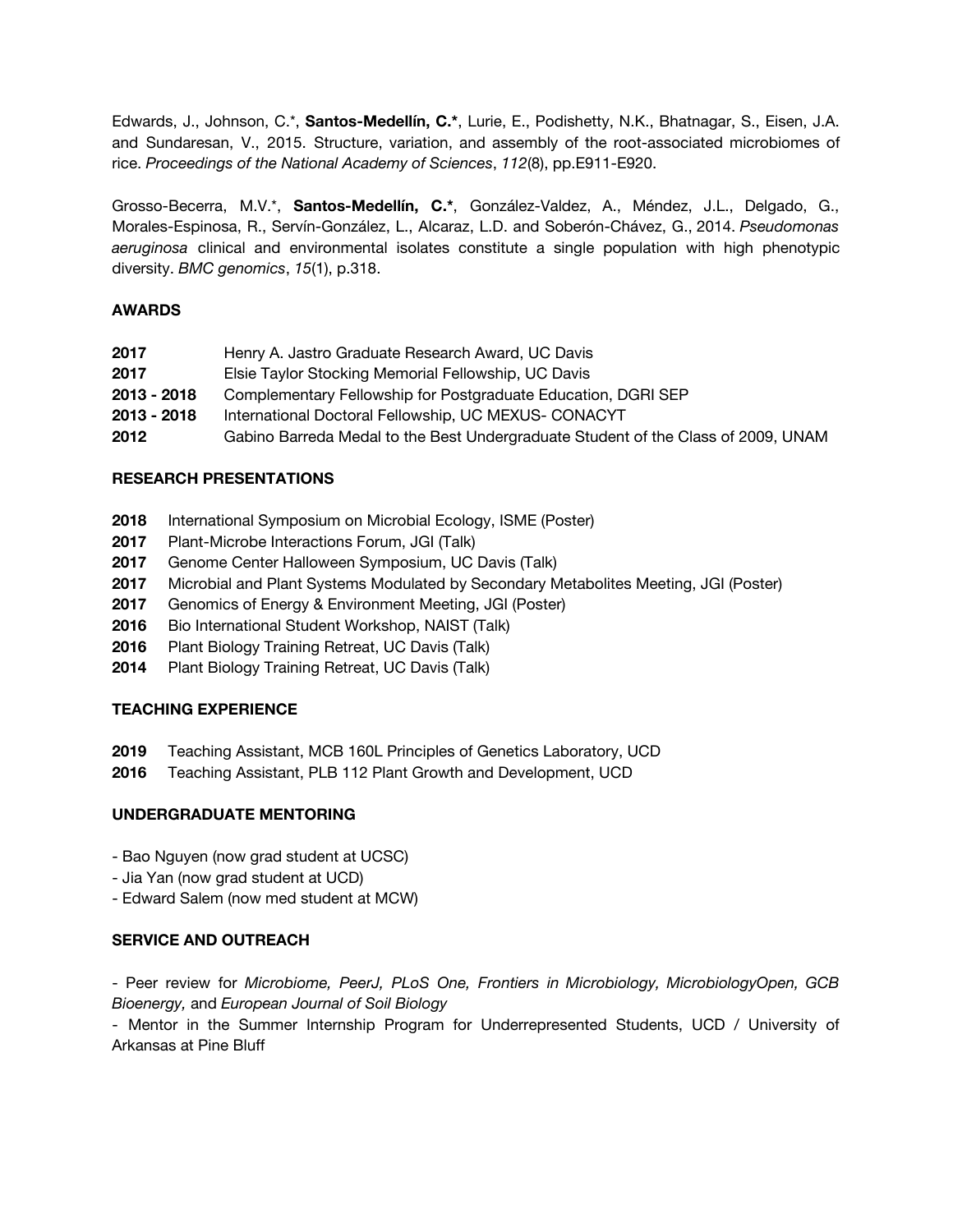Edwards, J., Johnson, C.*, **Santos-Medellín, C.***, Lurie, E., Podishetty, N.K., Bhatnagar, S., Eisen, J.A. and Sundaresan, V., 2015. Structure, variation, and assembly of the root-associated microbiomes of rice. *Proceedings of the National Academy of Sciences*, *112*(8), pp.E911-E920.

Grosso-Becerra, M.V.*, **Santos-Medellín, C.***, González-Valdez, A., Méndez, J.L., Delgado, G., Morales-Espinosa, R., Servín-González, L., Alcaraz, L.D. and Soberón-Chávez, G., 2014. *Pseudomonas aeruginosa* clinical and environmental isolates constitute a single population with high phenotypic diversity. *BMC genomics*, *15*(1), p.318.

### AWARDS

**2017** Henry A. Jastro Graduate Research Award, UC Davis
**2017** Elsie Taylor Stocking Memorial Fellowship, UC Davis
**2013 - 2018** Complementary Fellowship for Postgraduate Education, DGRI SEP
**2013 - 2018** International Doctoral Fellowship, UC MEXUS- CONACYT
**2012** Gabino Barreda Medal to the Best Undergraduate Student of the Class of 2009, UNAM

### RESEARCH PRESENTATIONS

**2018** International Symposium on Microbial Ecology, ISME (Poster)
**2017** Plant-Microbe Interactions Forum, JGI (Talk)
**2017** Genome Center Halloween Symposium, UC Davis (Talk)
**2017** Microbial and Plant Systems Modulated by Secondary Metabolites Meeting, JGI (Poster)
**2017** Genomics of Energy & Environment Meeting, JGI (Poster)
**2016** Bio International Student Workshop, NAIST (Talk)
**2016** Plant Biology Training Retreat, UC Davis (Talk)
**2014** Plant Biology Training Retreat, UC Davis (Talk)

### TEACHING EXPERIENCE

**2019** Teaching Assistant, MCB 160L Principles of Genetics Laboratory, UCD
**2016** Teaching Assistant, PLB 112 Plant Growth and Development, UCD

### UNDERGRADUATE MENTORING

- Bao Nguyen (now grad student at UCSC)
- Jia Yan (now grad student at UCD)
- Edward Salem (now med student at MCW)

### SERVICE AND OUTREACH

- Peer review for *Microbiome, PeerJ, PLoS One, Frontiers in Microbiology, MicrobiologyOpen, GCB Bioenergy,* and *European Journal of Soil Biology*
- Mentor in the Summer Internship Program for Underrepresented Students, UCD / University of Arkansas at Pine Bluff